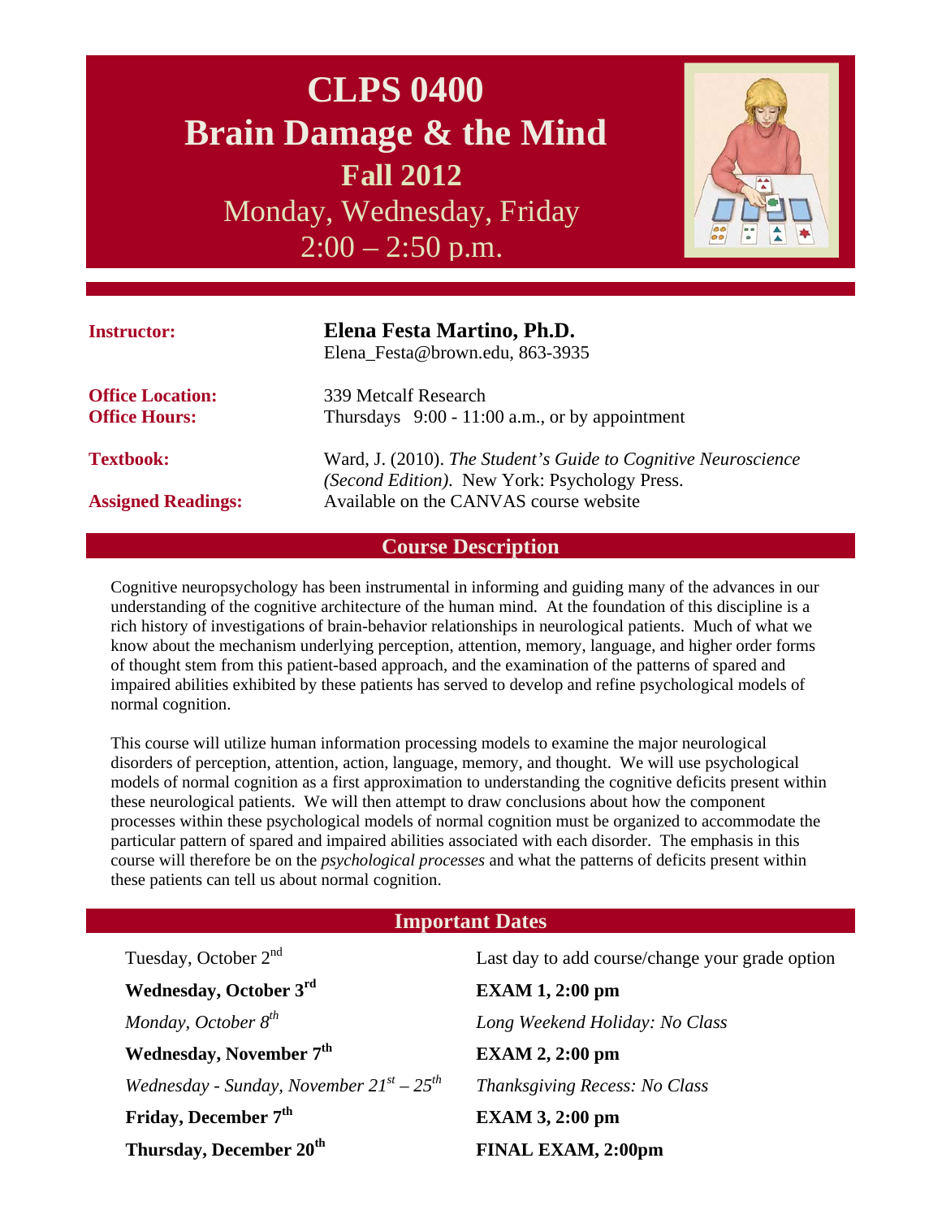# CLPS 0400
# Brain Damage & the Mind
## Fall 2012
Monday, Wednesday, Friday
2:00 – 2:50 p.m.

**Instructor:** **Elena Festa Martino, Ph.D.**
Elena_Festa@brown.edu, 863-3935

**Office Location:** 339 Metcalf Research
**Office Hours:** Thursdays 9:00 - 11:00 a.m., or by appointment

**Textbook:** Ward, J. (2010). *The Student's Guide to Cognitive Neuroscience (Second Edition)*. New York: Psychology Press.

**Assigned Readings:** Available on the CANVAS course website

## Course Description

Cognitive neuropsychology has been instrumental in informing and guiding many of the advances in our understanding of the cognitive architecture of the human mind. At the foundation of this discipline is a rich history of investigations of brain-behavior relationships in neurological patients. Much of what we know about the mechanism underlying perception, attention, memory, language, and higher order forms of thought stem from this patient-based approach, and the examination of the patterns of spared and impaired abilities exhibited by these patients has served to develop and refine psychological models of normal cognition.

This course will utilize human information processing models to examine the major neurological disorders of perception, attention, action, language, memory, and thought. We will use psychological models of normal cognition as a first approximation to understanding the cognitive deficits present within these neurological patients. We will then attempt to draw conclusions about how the component processes within these psychological models of normal cognition must be organized to accommodate the particular pattern of spared and impaired abilities associated with each disorder. The emphasis in this course will therefore be on the *psychological processes* and what the patterns of deficits present within these patients can tell us about normal cognition.

## Important Dates

| | |
|---|---|
| Tuesday, October 2nd | Last day to add course/change your grade option |
| **Wednesday, October 3rd** | **EXAM 1, 2:00 pm** |
| *Monday, October 8th* | *Long Weekend Holiday: No Class* |
| **Wednesday, November 7th** | **EXAM 2, 2:00 pm** |
| *Wednesday - Sunday, November 21st – 25th* | *Thanksgiving Recess: No Class* |
| **Friday, December 7th** | **EXAM 3, 2:00 pm** |
| **Thursday, December 20th** | **FINAL EXAM, 2:00pm** |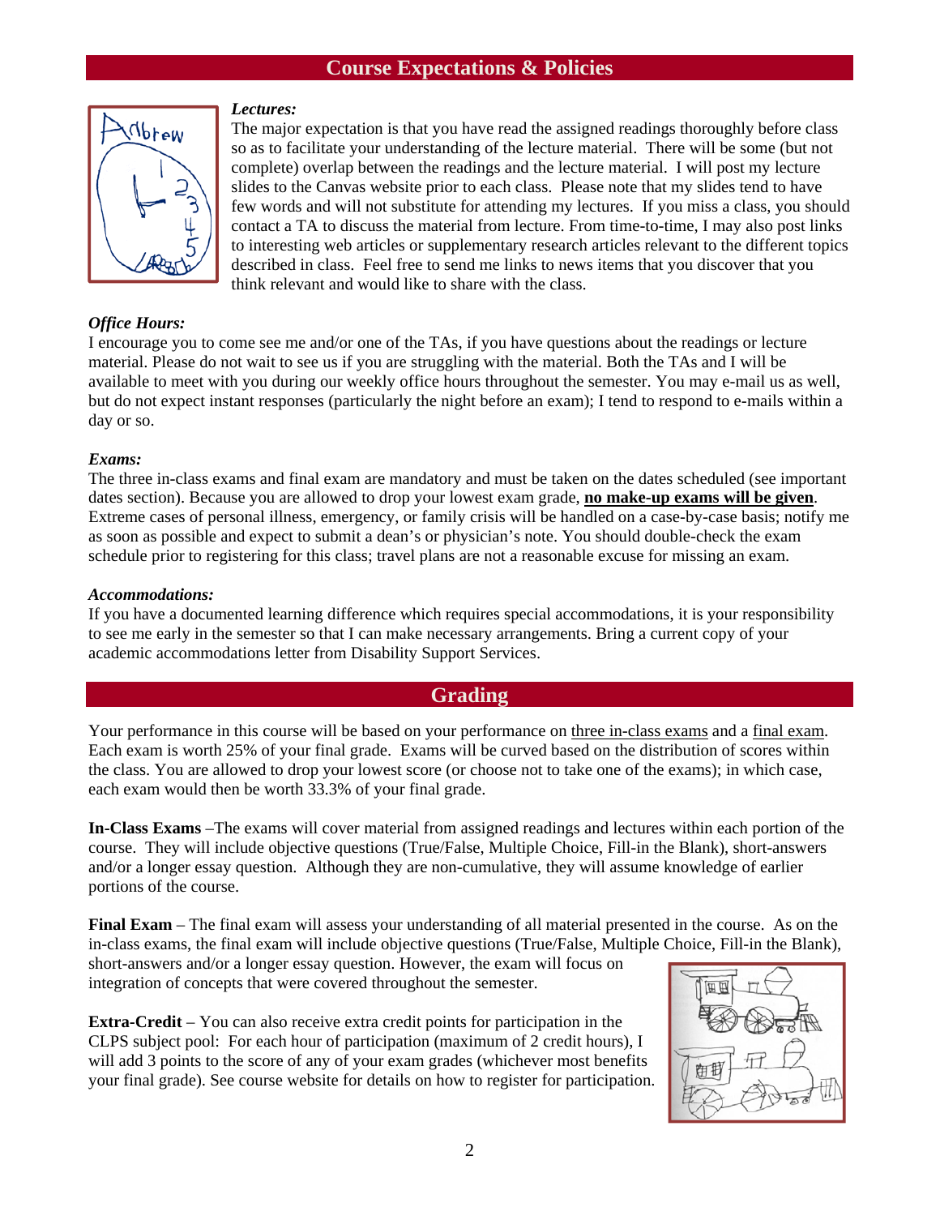## Course Expectations & Policies

*Lectures:*
The major expectation is that you have read the assigned readings thoroughly before class so as to facilitate your understanding of the lecture material. There will be some (but not complete) overlap between the readings and the lecture material. I will post my lecture slides to the Canvas website prior to each class. Please note that my slides tend to have few words and will not substitute for attending my lectures. If you miss a class, you should contact a TA to discuss the material from lecture. From time-to-time, I may also post links to interesting web articles or supplementary research articles relevant to the different topics described in class. Feel free to send me links to news items that you discover that you think relevant and would like to share with the class.

*Office Hours:*
I encourage you to come see me and/or one of the TAs, if you have questions about the readings or lecture material. Please do not wait to see us if you are struggling with the material. Both the TAs and I will be available to meet with you during our weekly office hours throughout the semester. You may e-mail us as well, but do not expect instant responses (particularly the night before an exam); I tend to respond to e-mails within a day or so.

*Exams:*
The three in-class exams and final exam are mandatory and must be taken on the dates scheduled (see important dates section). Because you are allowed to drop your lowest exam grade, **no make-up exams will be given**. Extreme cases of personal illness, emergency, or family crisis will be handled on a case-by-case basis; notify me as soon as possible and expect to submit a dean's or physician's note. You should double-check the exam schedule prior to registering for this class; travel plans are not a reasonable excuse for missing an exam.

*Accommodations:*
If you have a documented learning difference which requires special accommodations, it is your responsibility to see me early in the semester so that I can make necessary arrangements. Bring a current copy of your academic accommodations letter from Disability Support Services.

## Grading

Your performance in this course will be based on your performance on three in-class exams and a final exam. Each exam is worth 25% of your final grade. Exams will be curved based on the distribution of scores within the class. You are allowed to drop your lowest score (or choose not to take one of the exams); in which case, each exam would then be worth 33.3% of your final grade.

**In-Class Exams** –The exams will cover material from assigned readings and lectures within each portion of the course. They will include objective questions (True/False, Multiple Choice, Fill-in the Blank), short-answers and/or a longer essay question. Although they are non-cumulative, they will assume knowledge of earlier portions of the course.

**Final Exam** – The final exam will assess your understanding of all material presented in the course. As on the in-class exams, the final exam will include objective questions (True/False, Multiple Choice, Fill-in the Blank), short-answers and/or a longer essay question. However, the exam will focus on integration of concepts that were covered throughout the semester.

**Extra-Credit** – You can also receive extra credit points for participation in the CLPS subject pool: For each hour of participation (maximum of 2 credit hours), I will add 3 points to the score of any of your exam grades (whichever most benefits your final grade). See course website for details on how to register for participation.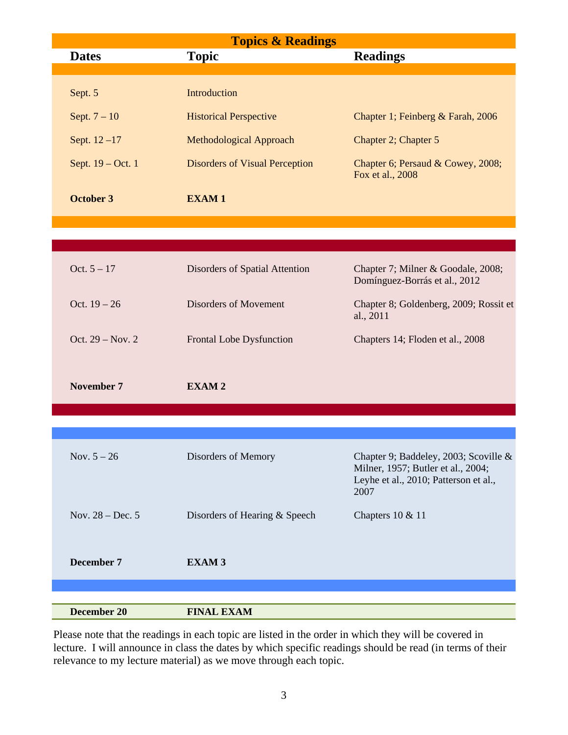## Topics & Readings

| Dates | Topic | Readings |
|---|---|---|
| Sept. 5 | Introduction | |
| Sept. 7 – 10 | Historical Perspective | Chapter 1; Feinberg & Farah, 2006 |
| Sept. 12 –17 | Methodological Approach | Chapter 2; Chapter 5 |
| Sept. 19 – Oct. 1 | Disorders of Visual Perception | Chapter 6; Persaud & Cowey, 2008; Fox et al., 2008 |
| **October 3** | **EXAM 1** | |
| Oct. 5 – 17 | Disorders of Spatial Attention | Chapter 7; Milner & Goodale, 2008; Domínguez-Borrás et al., 2012 |
| Oct. 19 – 26 | Disorders of Movement | Chapter 8; Goldenberg, 2009; Rossit et al., 2011 |
| Oct. 29 – Nov. 2 | Frontal Lobe Dysfunction | Chapters 14; Floden et al., 2008 |
| **November 7** | **EXAM 2** | |
| Nov. 5 – 26 | Disorders of Memory | Chapter 9; Baddeley, 2003; Scoville & Milner, 1957; Butler et al., 2004; Leyhe et al., 2010; Patterson et al., 2007 |
| Nov. 28 – Dec. 5 | Disorders of Hearing & Speech | Chapters 10 & 11 |
| **December 7** | **EXAM 3** | |
| **December 20** | **FINAL EXAM** | |

Please note that the readings in each topic are listed in the order in which they will be covered in lecture. I will announce in class the dates by which specific readings should be read (in terms of their relevance to my lecture material) as we move through each topic.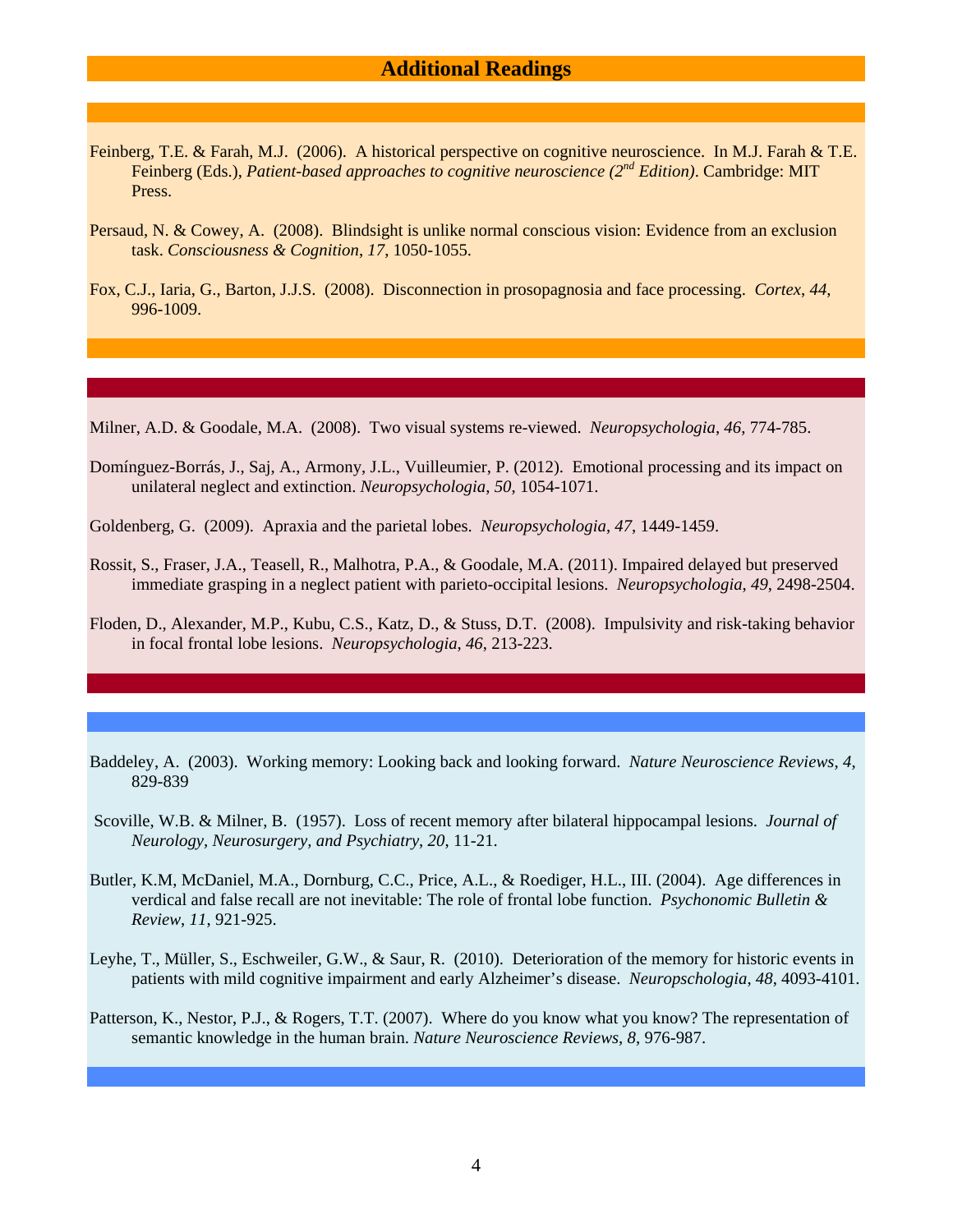# Additional Readings

Feinberg, T.E. & Farah, M.J. (2006). A historical perspective on cognitive neuroscience. In M.J. Farah & T.E. Feinberg (Eds.), *Patient-based approaches to cognitive neuroscience (2nd Edition)*. Cambridge: MIT Press.

Persaud, N. & Cowey, A. (2008). Blindsight is unlike normal conscious vision: Evidence from an exclusion task. *Consciousness & Cognition*, *17*, 1050-1055.

Fox, C.J., Iaria, G., Barton, J.J.S. (2008). Disconnection in prosopagnosia and face processing. *Cortex*, *44*, 996-1009.

Milner, A.D. & Goodale, M.A. (2008). Two visual systems re-viewed. *Neuropsychologia*, *46*, 774-785.

Domínguez-Borrás, J., Saj, A., Armony, J.L., Vuilleumier, P. (2012). Emotional processing and its impact on unilateral neglect and extinction. *Neuropsychologia*, *50*, 1054-1071.

Goldenberg, G. (2009). Apraxia and the parietal lobes. *Neuropsychologia*, *47*, 1449-1459.

Rossit, S., Fraser, J.A., Teasell, R., Malhotra, P.A., & Goodale, M.A. (2011). Impaired delayed but preserved immediate grasping in a neglect patient with parieto-occipital lesions. *Neuropsychologia*, *49*, 2498-2504.

Floden, D., Alexander, M.P., Kubu, C.S., Katz, D., & Stuss, D.T. (2008). Impulsivity and risk-taking behavior in focal frontal lobe lesions. *Neuropsychologia*, *46*, 213-223.

Baddeley, A. (2003). Working memory: Looking back and looking forward. *Nature Neuroscience Reviews*, *4*, 829-839

Scoville, W.B. & Milner, B. (1957). Loss of recent memory after bilateral hippocampal lesions. *Journal of Neurology, Neurosurgery, and Psychiatry*, *20*, 11-21.

Butler, K.M, McDaniel, M.A., Dornburg, C.C., Price, A.L., & Roediger, H.L., III. (2004). Age differences in verdical and false recall are not inevitable: The role of frontal lobe function. *Psychonomic Bulletin & Review*, *11*, 921-925.

Leyhe, T., Müller, S., Eschweiler, G.W., & Saur, R. (2010). Deterioration of the memory for historic events in patients with mild cognitive impairment and early Alzheimer's disease. *Neuropschologia*, *48*, 4093-4101.

Patterson, K., Nestor, P.J., & Rogers, T.T. (2007). Where do you know what you know? The representation of semantic knowledge in the human brain. *Nature Neuroscience Reviews*, *8*, 976-987.